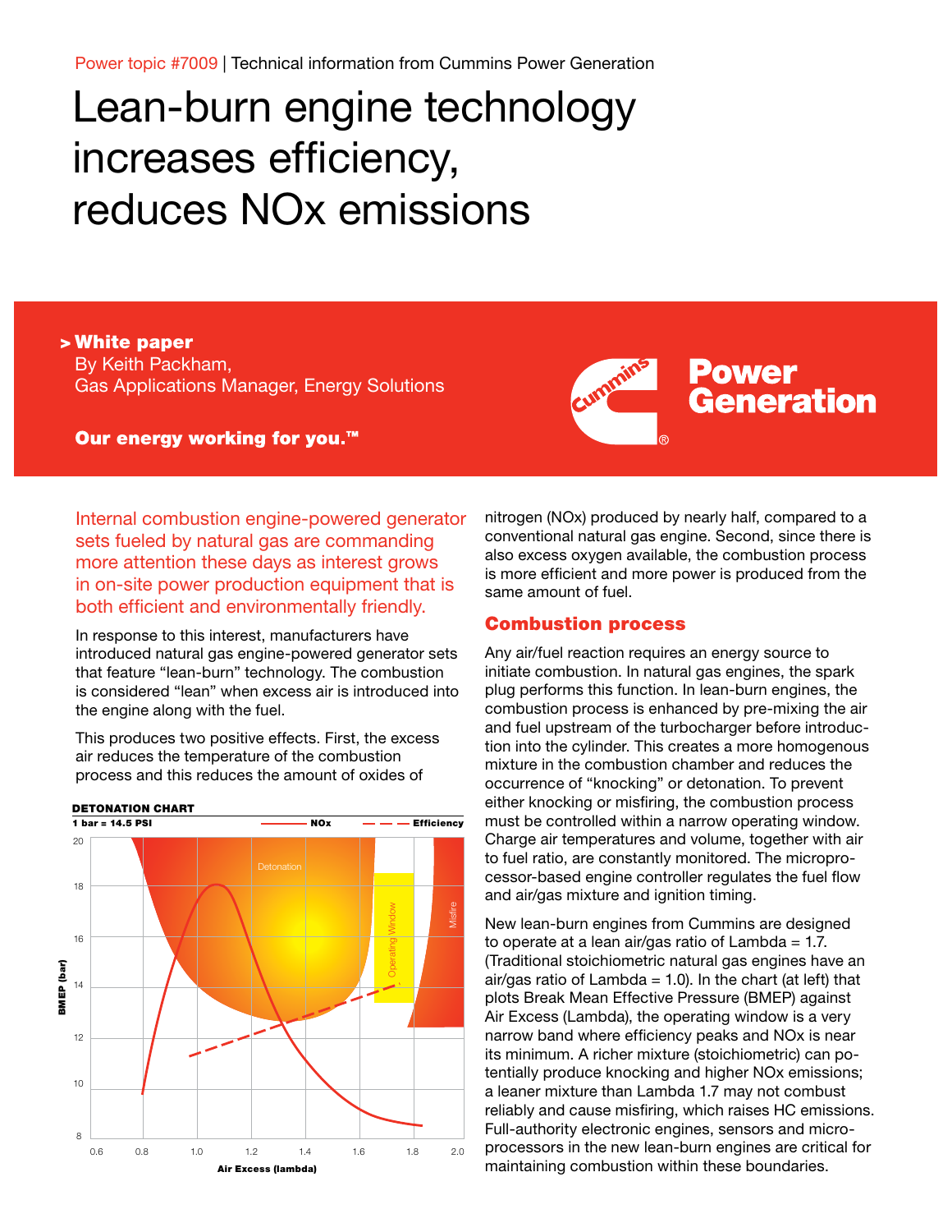Power topic #7009 | Technical information from Cummins Power Generation

# Lean-burn engine technology increases efficiency, reduces NOx emissions

> **White paper**
> By Keith Packham,
> Gas Applications Manager, Energy Solutions
>
> **Our energy working for you.™**

Internal combustion engine-powered generator sets fueled by natural gas are commanding more attention these days as interest grows in on-site power production equipment that is both efficient and environmentally friendly.

In response to this interest, manufacturers have introduced natural gas engine-powered generator sets that feature "lean-burn" technology. The combustion is considered "lean" when excess air is introduced into the engine along with the fuel.

This produces two positive effects. First, the excess air reduces the temperature of the combustion process and this reduces the amount of oxides of nitrogen (NOx) produced by nearly half, compared to a conventional natural gas engine. Second, since there is also excess oxygen available, the combustion process is more efficient and more power is produced from the same amount of fuel.

**DETONATION CHART**

1 bar = 14.5 PSI — NOx (solid line), Efficiency (dashed line)

BMEP (bar) vs. Air Excess (lambda); regions: Detonation, Operating Window, Misfire

## Combustion process

Any air/fuel reaction requires an energy source to initiate combustion. In natural gas engines, the spark plug performs this function. In lean-burn engines, the combustion process is enhanced by pre-mixing the air and fuel upstream of the turbocharger before introduction into the cylinder. This creates a more homogenous mixture in the combustion chamber and reduces the occurrence of "knocking" or detonation. To prevent either knocking or misfiring, the combustion process must be controlled within a narrow operating window. Charge air temperatures and volume, together with air to fuel ratio, are constantly monitored. The microprocessor-based engine controller regulates the fuel flow and air/gas mixture and ignition timing.

New lean-burn engines from Cummins are designed to operate at a lean air/gas ratio of Lambda = 1.7. (Traditional stoichiometric natural gas engines have an air/gas ratio of Lambda = 1.0). In the chart (at left) that plots Break Mean Effective Pressure (BMEP) against Air Excess (Lambda), the operating window is a very narrow band where efficiency peaks and NOx is near its minimum. A richer mixture (stoichiometric) can potentially produce knocking and higher NOx emissions; a leaner mixture than Lambda 1.7 may not combust reliably and cause misfiring, which raises HC emissions. Full-authority electronic engines, sensors and microprocessors in the new lean-burn engines are critical for maintaining combustion within these boundaries.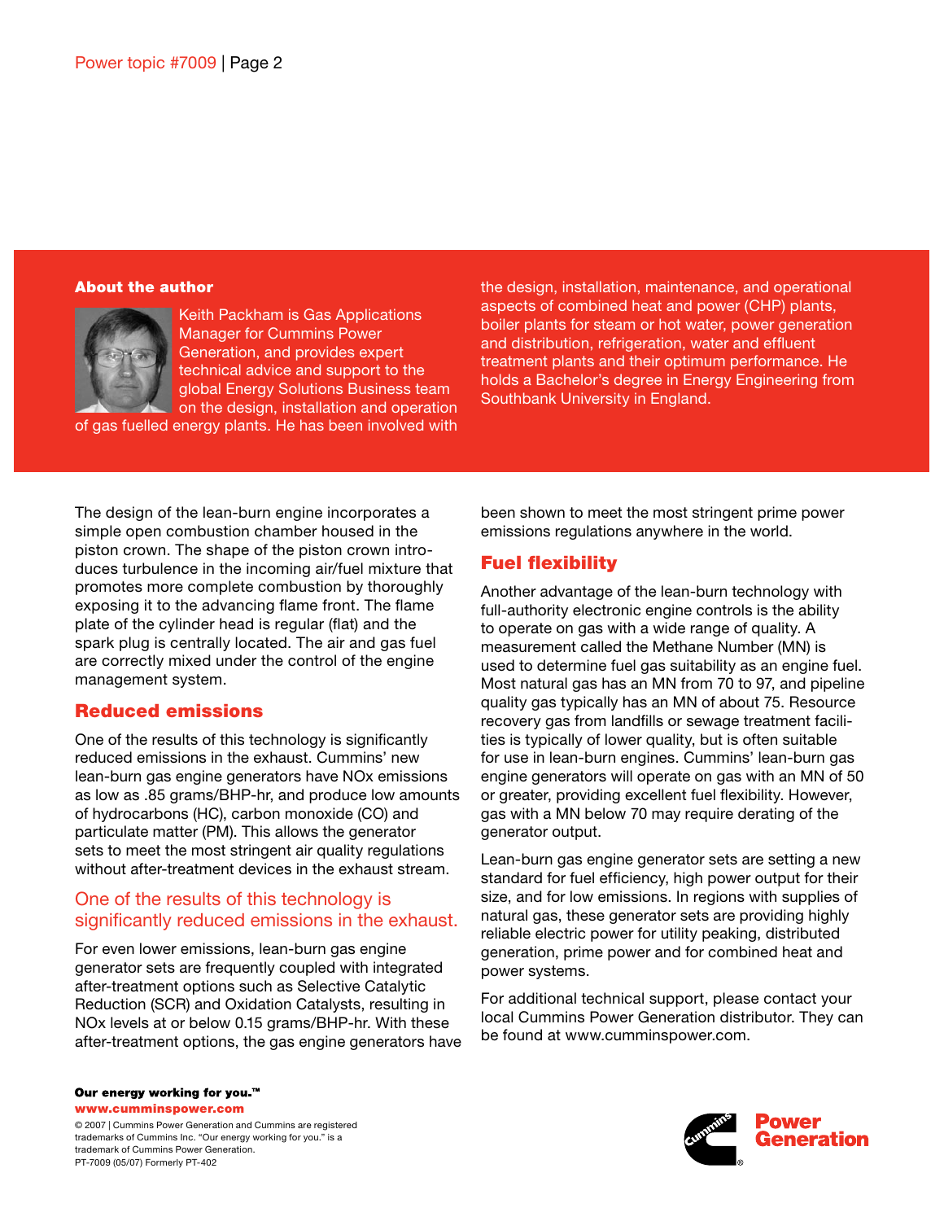### About the author

Keith Packham is Gas Applications Manager for Cummins Power Generation, and provides expert technical advice and support to the global Energy Solutions Business team on the design, installation and operation of gas fuelled energy plants. He has been involved with the design, installation, maintenance, and operational aspects of combined heat and power (CHP) plants, boiler plants for steam or hot water, power generation and distribution, refrigeration, water and effluent treatment plants and their optimum performance. He holds a Bachelor's degree in Energy Engineering from Southbank University in England.

The design of the lean-burn engine incorporates a simple open combustion chamber housed in the piston crown. The shape of the piston crown introduces turbulence in the incoming air/fuel mixture that promotes more complete combustion by thoroughly exposing it to the advancing flame front. The flame plate of the cylinder head is regular (flat) and the spark plug is centrally located. The air and gas fuel are correctly mixed under the control of the engine management system.

## Reduced emissions

One of the results of this technology is significantly reduced emissions in the exhaust. Cummins' new lean-burn gas engine generators have NOx emissions as low as .85 grams/BHP-hr, and produce low amounts of hydrocarbons (HC), carbon monoxide (CO) and particulate matter (PM). This allows the generator sets to meet the most stringent air quality regulations without after-treatment devices in the exhaust stream.

> One of the results of this technology is significantly reduced emissions in the exhaust.

For even lower emissions, lean-burn gas engine generator sets are frequently coupled with integrated after-treatment options such as Selective Catalytic Reduction (SCR) and Oxidation Catalysts, resulting in NOx levels at or below 0.15 grams/BHP-hr. With these after-treatment options, the gas engine generators have been shown to meet the most stringent prime power emissions regulations anywhere in the world.

## Fuel flexibility

Another advantage of the lean-burn technology with full-authority electronic engine controls is the ability to operate on gas with a wide range of quality. A measurement called the Methane Number (MN) is used to determine fuel gas suitability as an engine fuel. Most natural gas has an MN from 70 to 97, and pipeline quality gas typically has an MN of about 75. Resource recovery gas from landfills or sewage treatment facilities is typically of lower quality, but is often suitable for use in lean-burn engines. Cummins' lean-burn gas engine generators will operate on gas with an MN of 50 or greater, providing excellent fuel flexibility. However, gas with a MN below 70 may require derating of the generator output.

Lean-burn gas engine generator sets are setting a new standard for fuel efficiency, high power output for their size, and for low emissions. In regions with supplies of natural gas, these generator sets are providing highly reliable electric power for utility peaking, distributed generation, prime power and for combined heat and power systems.

For additional technical support, please contact your local Cummins Power Generation distributor. They can be found at www.cumminspower.com.

**Our energy working for you.™**
**www.cumminspower.com**

© 2007 | Cummins Power Generation and Cummins are registered trademarks of Cummins Inc. "Our energy working for you." is a trademark of Cummins Power Generation.
PT-7009 (05/07) Formerly PT-402

Cummins Power Generation